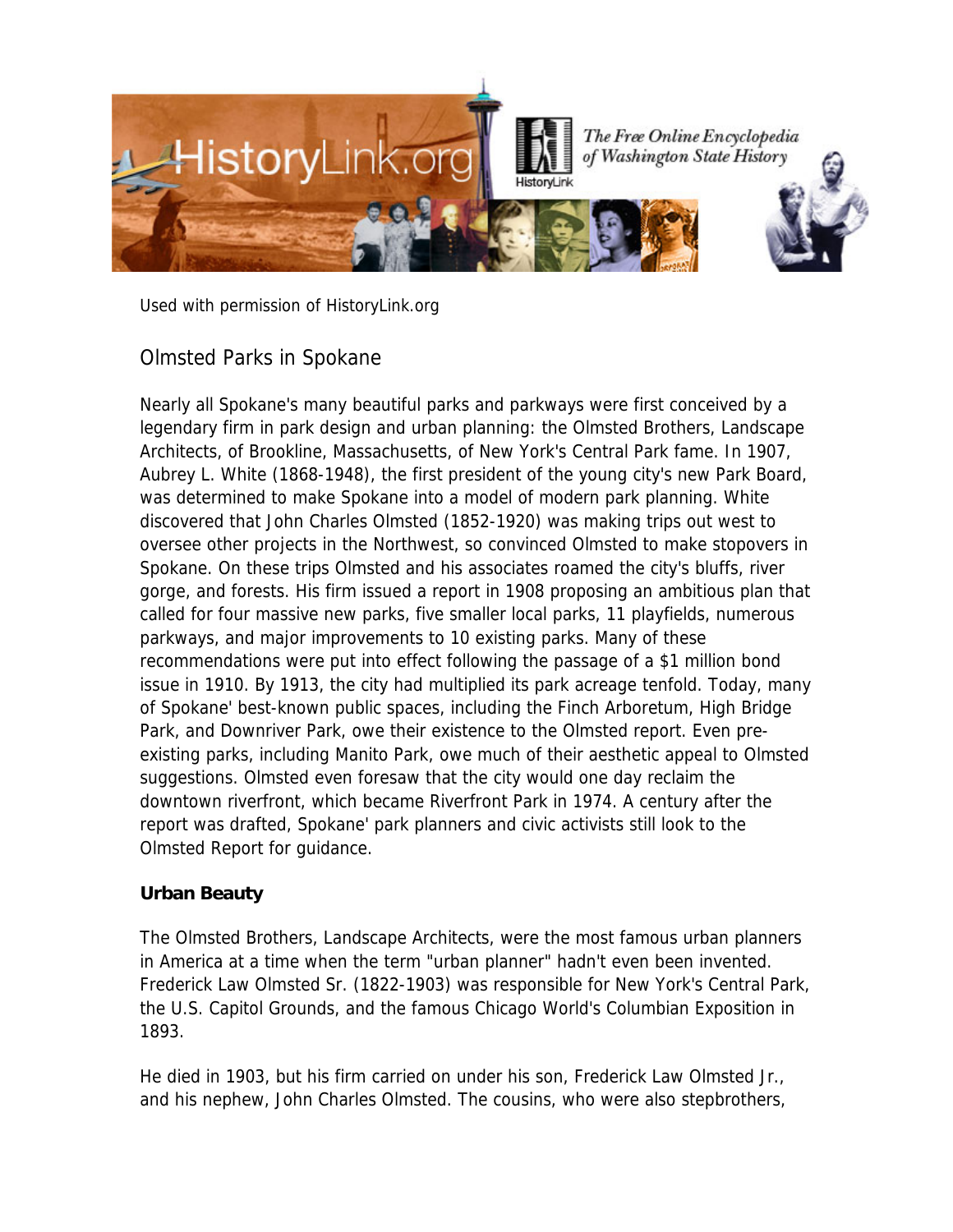Used with permission of HistoryLink.org

# Olmsted Parks in Spokane

Nearly all Spokane's many beautiful parks and parkways were first conceived by a legendary firm in park design and urban planning: the Olmsted Brothers, Landscape Architects, of Brookline, Massachusetts, of New York's Central Park fame. In 1907, Aubrey L. White (1868-1948), the first president of the young city's new Park Board, was determined to make Spokane into a model of modern park planning. White discovered that John Charles Olmsted (1852-1920) was making trips out west to oversee other projects in the Northwest, so convinced Olmsted to make stopovers in Spokane. On these trips Olmsted and his associates roamed the city's bluffs, river gorge, and forests. His firm issued a report in 1908 proposing an ambitious plan that called for four massive new parks, five smaller local parks, 11 playfields, numerous parkways, and major improvements to 10 existing parks. Many of these recommendations were put into effect following the passage of a $1 million bond issue in 1910. By 1913, the city had multiplied its park acreage tenfold. Today, many of Spokane' best-known public spaces, including the Finch Arboretum, High Bridge Park, and Downriver Park, owe their existence to the Olmsted report. Even pre-existing parks, including Manito Park, owe much of their aesthetic appeal to Olmsted suggestions. Olmsted even foresaw that the city would one day reclaim the downtown riverfront, which became Riverfront Park in 1974. A century after the report was drafted, Spokane' park planners and civic activists still look to the Olmsted Report for guidance.

**Urban Beauty**

The Olmsted Brothers, Landscape Architects, were the most famous urban planners in America at a time when the term "urban planner" hadn't even been invented. Frederick Law Olmsted Sr. (1822-1903) was responsible for New York's Central Park, the U.S. Capitol Grounds, and the famous Chicago World's Columbian Exposition in 1893.

He died in 1903, but his firm carried on under his son, Frederick Law Olmsted Jr., and his nephew, John Charles Olmsted. The cousins, who were also stepbrothers,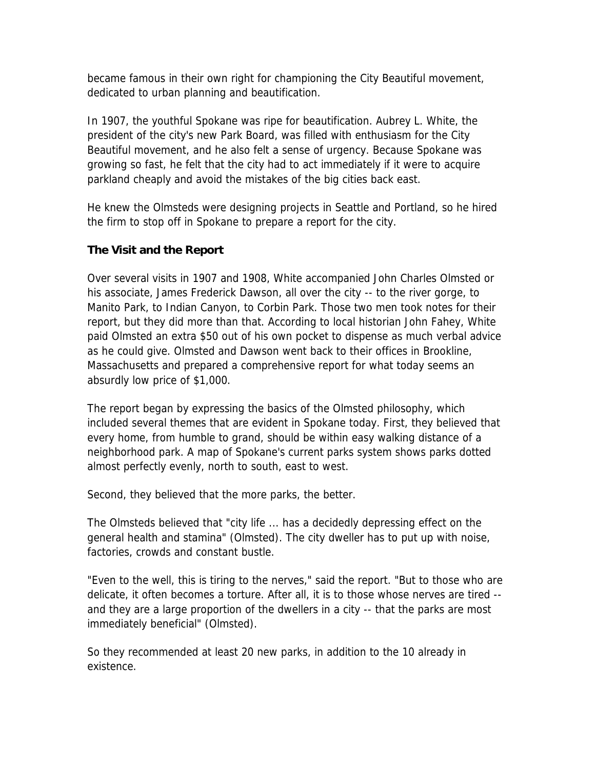became famous in their own right for championing the City Beautiful movement, dedicated to urban planning and beautification.

In 1907, the youthful Spokane was ripe for beautification. Aubrey L. White, the president of the city's new Park Board, was filled with enthusiasm for the City Beautiful movement, and he also felt a sense of urgency. Because Spokane was growing so fast, he felt that the city had to act immediately if it were to acquire parkland cheaply and avoid the mistakes of the big cities back east.

He knew the Olmsteds were designing projects in Seattle and Portland, so he hired the firm to stop off in Spokane to prepare a report for the city.

### The Visit and the Report

Over several visits in 1907 and 1908, White accompanied John Charles Olmsted or his associate, James Frederick Dawson, all over the city -- to the river gorge, to Manito Park, to Indian Canyon, to Corbin Park. Those two men took notes for their report, but they did more than that. According to local historian John Fahey, White paid Olmsted an extra $50 out of his own pocket to dispense as much verbal advice as he could give. Olmsted and Dawson went back to their offices in Brookline, Massachusetts and prepared a comprehensive report for what today seems an absurdly low price of $1,000.

The report began by expressing the basics of the Olmsted philosophy, which included several themes that are evident in Spokane today. First, they believed that every home, from humble to grand, should be within easy walking distance of a neighborhood park. A map of Spokane's current parks system shows parks dotted almost perfectly evenly, north to south, east to west.

Second, they believed that the more parks, the better.

The Olmsteds believed that "city life ... has a decidedly depressing effect on the general health and stamina" (Olmsted). The city dweller has to put up with noise, factories, crowds and constant bustle.

"Even to the well, this is tiring to the nerves," said the report. "But to those who are delicate, it often becomes a torture. After all, it is to those whose nerves are tired -- and they are a large proportion of the dwellers in a city -- that the parks are most immediately beneficial" (Olmsted).

So they recommended at least 20 new parks, in addition to the 10 already in existence.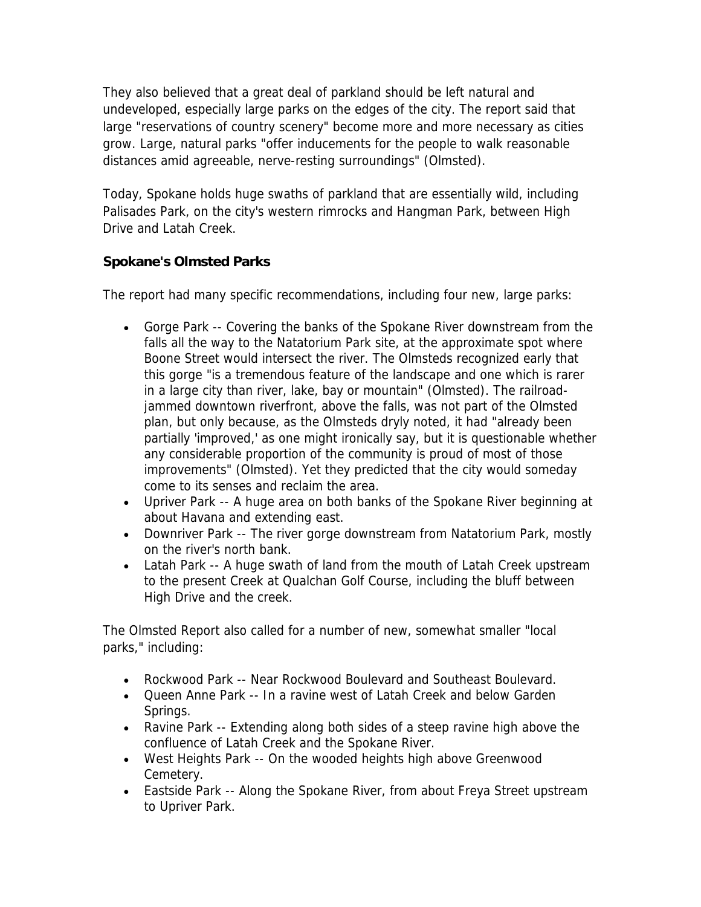They also believed that a great deal of parkland should be left natural and undeveloped, especially large parks on the edges of the city. The report said that large "reservations of country scenery" become more and more necessary as cities grow. Large, natural parks "offer inducements for the people to walk reasonable distances amid agreeable, nerve-resting surroundings" (Olmsted).

Today, Spokane holds huge swaths of parkland that are essentially wild, including Palisades Park, on the city's western rimrocks and Hangman Park, between High Drive and Latah Creek.

### Spokane's Olmsted Parks

The report had many specific recommendations, including four new, large parks:

- Gorge Park -- Covering the banks of the Spokane River downstream from the falls all the way to the Natatorium Park site, at the approximate spot where Boone Street would intersect the river. The Olmsteds recognized early that this gorge "is a tremendous feature of the landscape and one which is rarer in a large city than river, lake, bay or mountain" (Olmsted). The railroad-jammed downtown riverfront, above the falls, was not part of the Olmsted plan, but only because, as the Olmsteds dryly noted, it had "already been partially 'improved,' as one might ironically say, but it is questionable whether any considerable proportion of the community is proud of most of those improvements" (Olmsted). Yet they predicted that the city would someday come to its senses and reclaim the area.
- Upriver Park -- A huge area on both banks of the Spokane River beginning at about Havana and extending east.
- Downriver Park -- The river gorge downstream from Natatorium Park, mostly on the river's north bank.
- Latah Park -- A huge swath of land from the mouth of Latah Creek upstream to the present Creek at Qualchan Golf Course, including the bluff between High Drive and the creek.

The Olmsted Report also called for a number of new, somewhat smaller "local parks," including:

- Rockwood Park -- Near Rockwood Boulevard and Southeast Boulevard.
- Queen Anne Park -- In a ravine west of Latah Creek and below Garden Springs.
- Ravine Park -- Extending along both sides of a steep ravine high above the confluence of Latah Creek and the Spokane River.
- West Heights Park -- On the wooded heights high above Greenwood Cemetery.
- Eastside Park -- Along the Spokane River, from about Freya Street upstream to Upriver Park.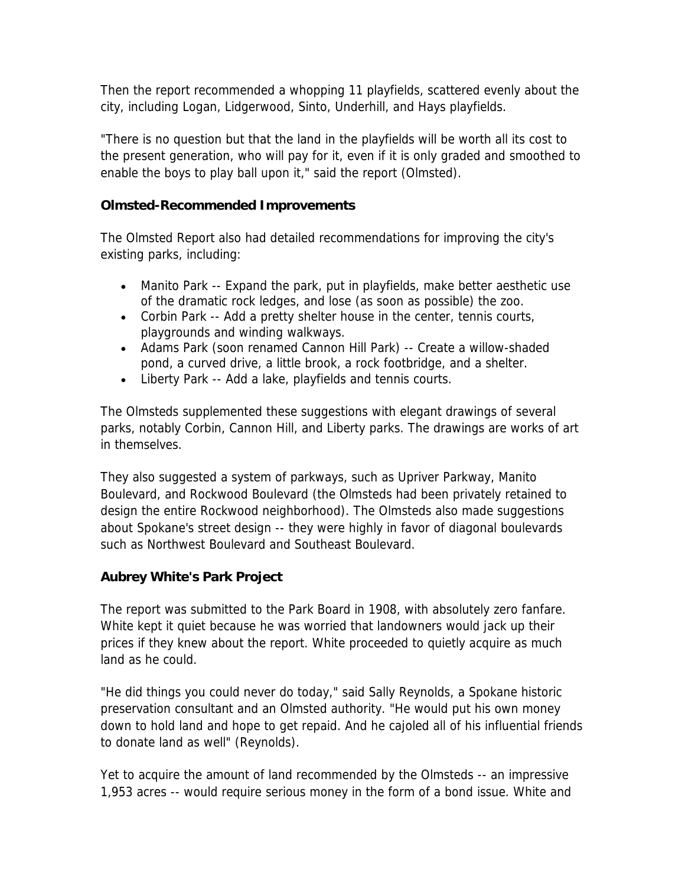Then the report recommended a whopping 11 playfields, scattered evenly about the city, including Logan, Lidgerwood, Sinto, Underhill, and Hays playfields.

"There is no question but that the land in the playfields will be worth all its cost to the present generation, who will pay for it, even if it is only graded and smoothed to enable the boys to play ball upon it," said the report (Olmsted).

### Olmsted-Recommended Improvements

The Olmsted Report also had detailed recommendations for improving the city's existing parks, including:

- Manito Park -- Expand the park, put in playfields, make better aesthetic use of the dramatic rock ledges, and lose (as soon as possible) the zoo.
- Corbin Park -- Add a pretty shelter house in the center, tennis courts, playgrounds and winding walkways.
- Adams Park (soon renamed Cannon Hill Park) -- Create a willow-shaded pond, a curved drive, a little brook, a rock footbridge, and a shelter.
- Liberty Park -- Add a lake, playfields and tennis courts.

The Olmsteds supplemented these suggestions with elegant drawings of several parks, notably Corbin, Cannon Hill, and Liberty parks. The drawings are works of art in themselves.

They also suggested a system of parkways, such as Upriver Parkway, Manito Boulevard, and Rockwood Boulevard (the Olmsteds had been privately retained to design the entire Rockwood neighborhood). The Olmsteds also made suggestions about Spokane's street design -- they were highly in favor of diagonal boulevards such as Northwest Boulevard and Southeast Boulevard.

### Aubrey White's Park Project

The report was submitted to the Park Board in 1908, with absolutely zero fanfare. White kept it quiet because he was worried that landowners would jack up their prices if they knew about the report. White proceeded to quietly acquire as much land as he could.

"He did things you could never do today," said Sally Reynolds, a Spokane historic preservation consultant and an Olmsted authority. "He would put his own money down to hold land and hope to get repaid. And he cajoled all of his influential friends to donate land as well" (Reynolds).

Yet to acquire the amount of land recommended by the Olmsteds -- an impressive 1,953 acres -- would require serious money in the form of a bond issue. White and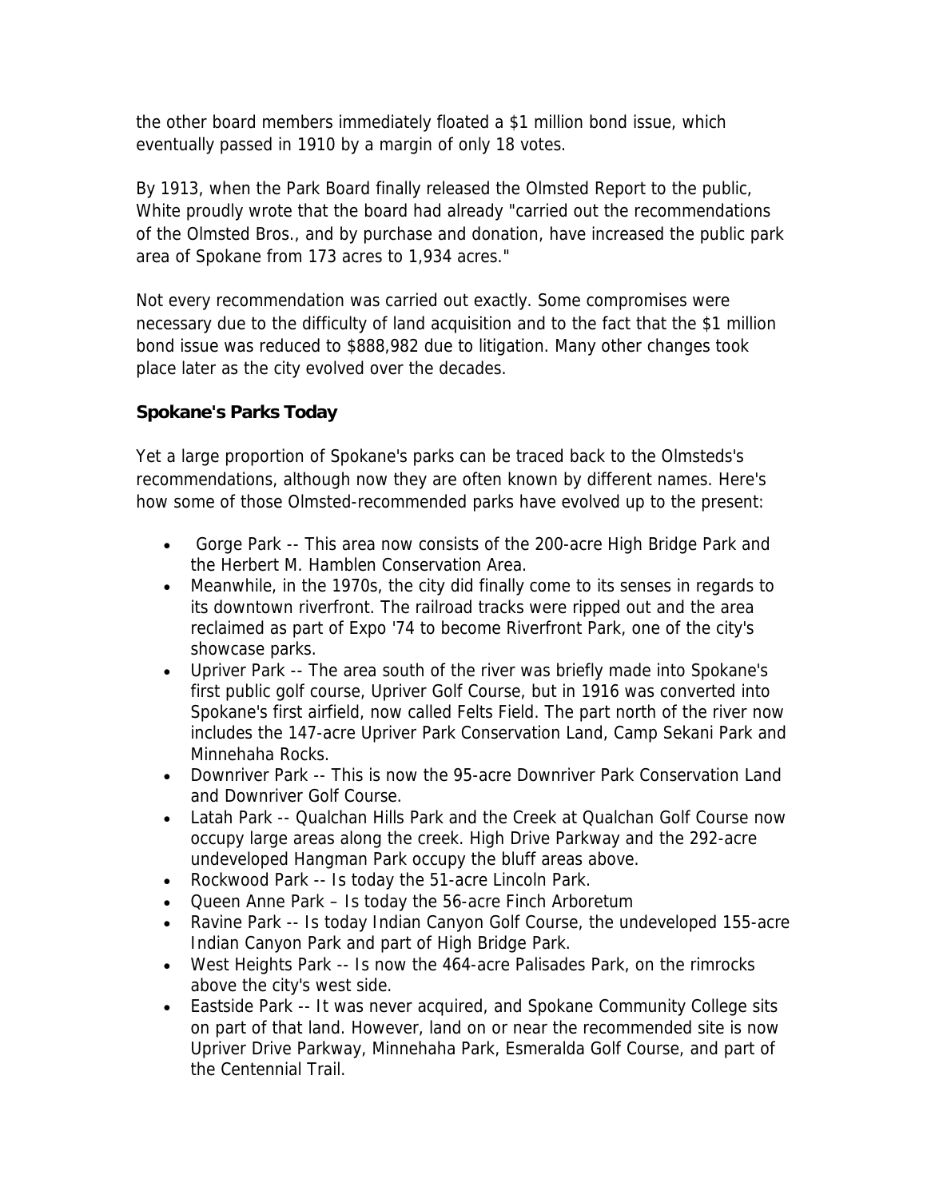the other board members immediately floated a $1 million bond issue, which eventually passed in 1910 by a margin of only 18 votes.

By 1913, when the Park Board finally released the Olmsted Report to the public, White proudly wrote that the board had already "carried out the recommendations of the Olmsted Bros., and by purchase and donation, have increased the public park area of Spokane from 173 acres to 1,934 acres."

Not every recommendation was carried out exactly. Some compromises were necessary due to the difficulty of land acquisition and to the fact that the $1 million bond issue was reduced to $888,982 due to litigation. Many other changes took place later as the city evolved over the decades.

**Spokane's Parks Today**

Yet a large proportion of Spokane's parks can be traced back to the Olmsteds's recommendations, although now they are often known by different names. Here's how some of those Olmsted-recommended parks have evolved up to the present:

- Gorge Park -- This area now consists of the 200-acre High Bridge Park and the Herbert M. Hamblen Conservation Area.
- Meanwhile, in the 1970s, the city did finally come to its senses in regards to its downtown riverfront. The railroad tracks were ripped out and the area reclaimed as part of Expo '74 to become Riverfront Park, one of the city's showcase parks.
- Upriver Park -- The area south of the river was briefly made into Spokane's first public golf course, Upriver Golf Course, but in 1916 was converted into Spokane's first airfield, now called Felts Field. The part north of the river now includes the 147-acre Upriver Park Conservation Land, Camp Sekani Park and Minnehaha Rocks.
- Downriver Park -- This is now the 95-acre Downriver Park Conservation Land and Downriver Golf Course.
- Latah Park -- Qualchan Hills Park and the Creek at Qualchan Golf Course now occupy large areas along the creek. High Drive Parkway and the 292-acre undeveloped Hangman Park occupy the bluff areas above.
- Rockwood Park -- Is today the 51-acre Lincoln Park.
- Queen Anne Park – Is today the 56-acre Finch Arboretum
- Ravine Park -- Is today Indian Canyon Golf Course, the undeveloped 155-acre Indian Canyon Park and part of High Bridge Park.
- West Heights Park -- Is now the 464-acre Palisades Park, on the rimrocks above the city's west side.
- Eastside Park -- It was never acquired, and Spokane Community College sits on part of that land. However, land on or near the recommended site is now Upriver Drive Parkway, Minnehaha Park, Esmeralda Golf Course, and part of the Centennial Trail.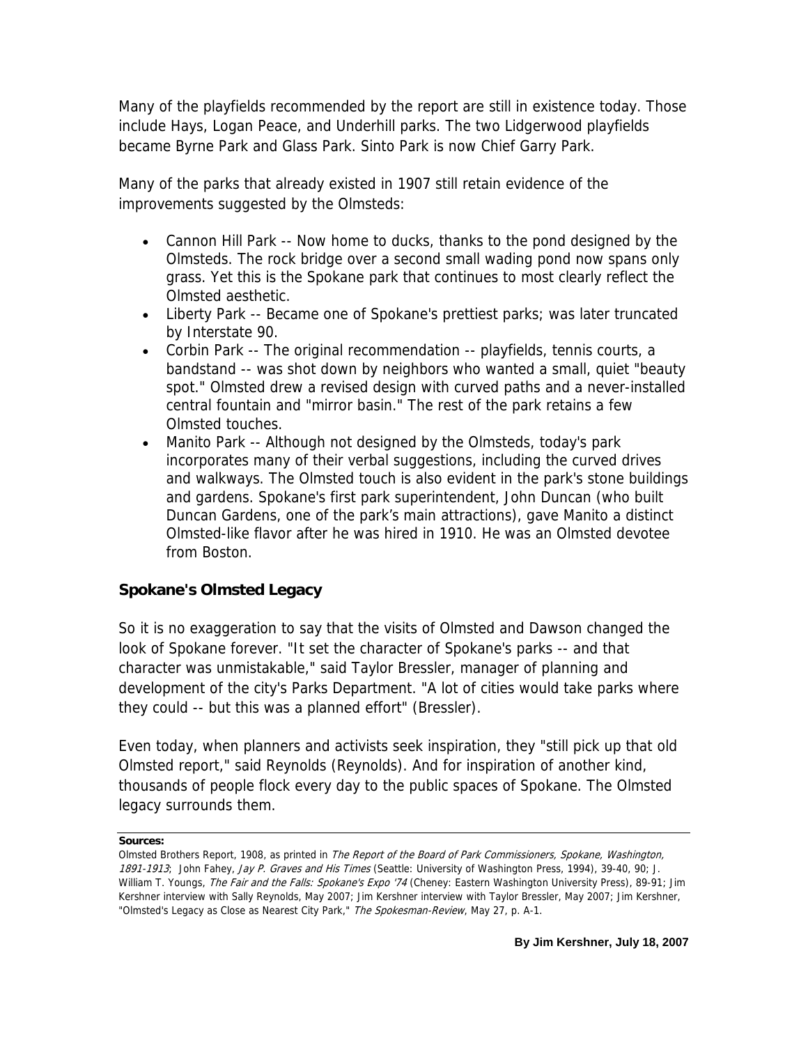Many of the playfields recommended by the report are still in existence today. Those include Hays, Logan Peace, and Underhill parks. The two Lidgerwood playfields became Byrne Park and Glass Park. Sinto Park is now Chief Garry Park.

Many of the parks that already existed in 1907 still retain evidence of the improvements suggested by the Olmsteds:

- Cannon Hill Park -- Now home to ducks, thanks to the pond designed by the Olmsteds. The rock bridge over a second small wading pond now spans only grass. Yet this is the Spokane park that continues to most clearly reflect the Olmsted aesthetic.
- Liberty Park -- Became one of Spokane's prettiest parks; was later truncated by Interstate 90.
- Corbin Park -- The original recommendation -- playfields, tennis courts, a bandstand -- was shot down by neighbors who wanted a small, quiet "beauty spot." Olmsted drew a revised design with curved paths and a never-installed central fountain and "mirror basin." The rest of the park retains a few Olmsted touches.
- Manito Park -- Although not designed by the Olmsteds, today's park incorporates many of their verbal suggestions, including the curved drives and walkways. The Olmsted touch is also evident in the park's stone buildings and gardens. Spokane's first park superintendent, John Duncan (who built Duncan Gardens, one of the park's main attractions), gave Manito a distinct Olmsted-like flavor after he was hired in 1910. He was an Olmsted devotee from Boston.

## Spokane's Olmsted Legacy

So it is no exaggeration to say that the visits of Olmsted and Dawson changed the look of Spokane forever. "It set the character of Spokane's parks -- and that character was unmistakable," said Taylor Bressler, manager of planning and development of the city's Parks Department. "A lot of cities would take parks where they could -- but this was a planned effort" (Bressler).

Even today, when planners and activists seek inspiration, they "still pick up that old Olmsted report," said Reynolds (Reynolds). And for inspiration of another kind, thousands of people flock every day to the public spaces of Spokane. The Olmsted legacy surrounds them.

**Sources:**

Olmsted Brothers Report, 1908, as printed in *The Report of the Board of Park Commissioners, Spokane, Washington, 1891-1913*; John Fahey, *Jay P. Graves and His Times* (Seattle: University of Washington Press, 1994), 39-40, 90; J. William T. Youngs, *The Fair and the Falls: Spokane's Expo '74* (Cheney: Eastern Washington University Press), 89-91; Jim Kershner interview with Sally Reynolds, May 2007; Jim Kershner interview with Taylor Bressler, May 2007; Jim Kershner, "Olmsted's Legacy as Close as Nearest City Park," *The Spokesman-Review*, May 27, p. A-1.

**By Jim Kershner, July 18, 2007**